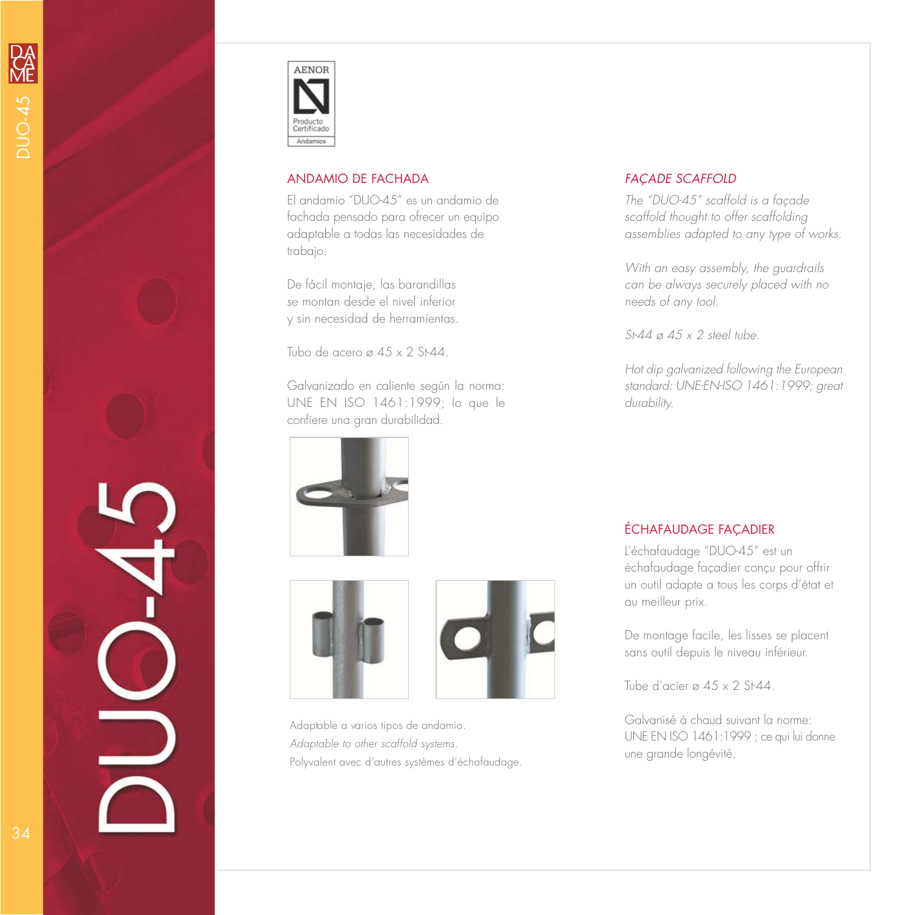AENOR

Producto Certificado

Andamios

## ANDAMIO DE FACHADA

El andamio "DUO-45" es un andamio de fachada pensado para ofrecer un equipo adaptable a todas las necesidades de trabajo.

De fácil montaje, las barandillas se montan desde el nivel inferior y sin necesidad de herramientas.

Tubo de acero ø 45 x 2 St-44.

Galvanizado en caliente según la norma: UNE EN ISO 1461:1999; lo que le confiere una gran durabilidad.

## *FAÇADE SCAFFOLD*

*The "DUO-45" scaffold is a façade scaffold thought to offer scaffolding assemblies adapted to any type of works.*

*With an easy assembly, the guardrails can be always securely placed with no needs of any tool.*

*St-44 ø 45 x 2 steel tube.*

*Hot dip galvanized following the European standard: UNE-EN-ISO 1461:1999; great durability.*

## ÉCHAFAUDAGE FAÇADIER

L'échafaudage "DUO-45" est un échafaudage façadier conçu pour offrir un outil adapte a tous les corps d'état et au meilleur prix.

De montage facile, les lisses se placent sans outil depuis le niveau inférieur.

Tube d'acier ø 45 x 2 St-44.

Galvanisé à chaud suivant la norme: UNE EN ISO 1461:1999 ; ce qui lui donne une grande longévité.

Adaptable a varios tipos de andamio.
*Adaptable to other scaffold systems.*
Polyvalent avec d'autres systèmes d'échafaudage.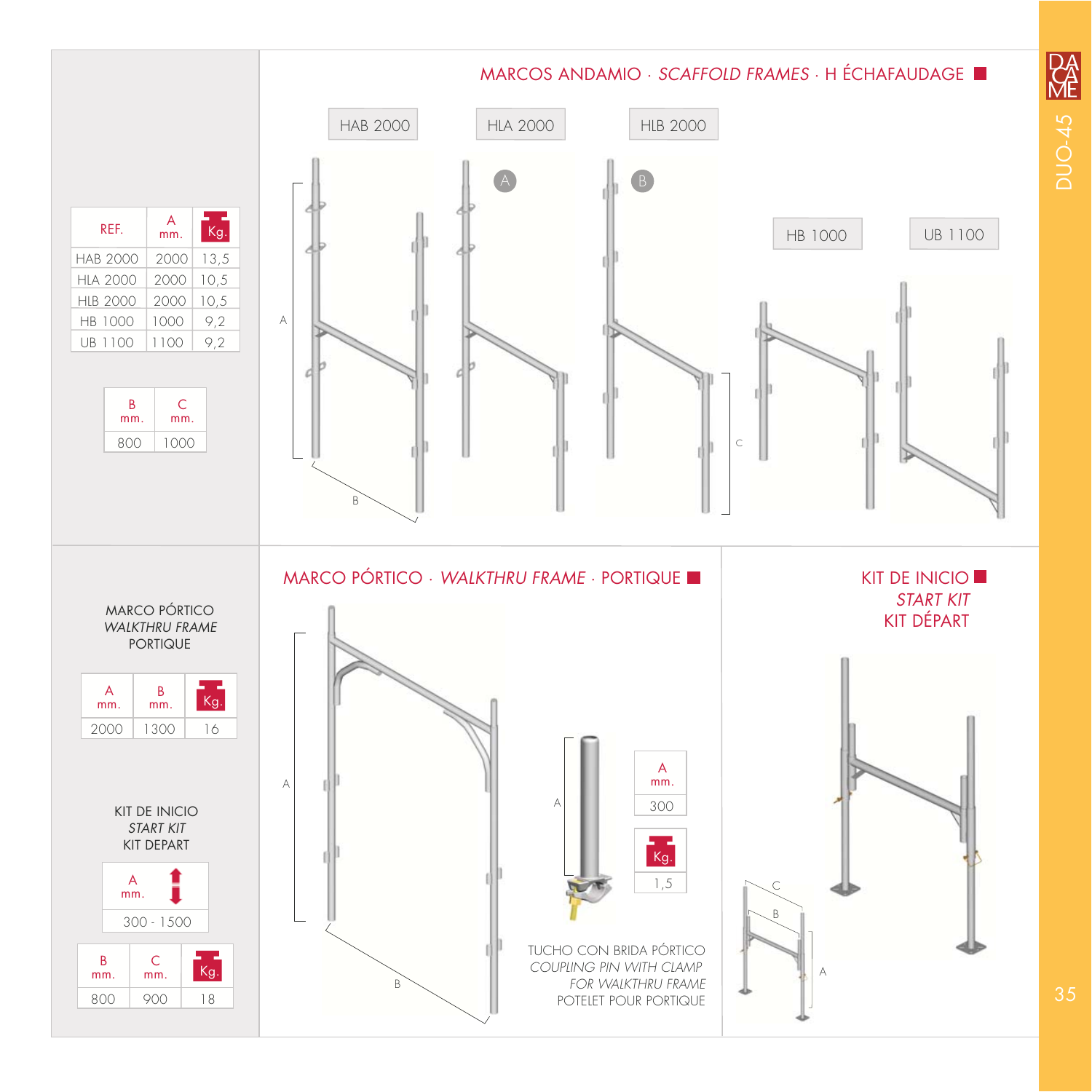## MARCOS ANDAMIO · *SCAFFOLD FRAMES* · H ÉCHAFAUDAGE

| REF. | A mm. | Kg. |
|---|---|---|
| HAB 2000 | 2000 | 13,5 |
| HLA 2000 | 2000 | 10,5 |
| HLB 2000 | 2000 | 10,5 |
| HB 1000 | 1000 | 9,2 |
| UB 1100 | 1100 | 9,2 |

| B mm. | C mm. |
|---|---|
| 800 | 1000 |

HAB 2000 · HLA 2000 · HLB 2000 · HB 1000 · UB 1100

## MARCO PÓRTICO · *WALKTHRU FRAME* · PORTIQUE

MARCO PÓRTICO
*WALKTHRU FRAME*
PORTIQUE

| A mm. | B mm. | Kg. |
|---|---|---|
| 2000 | 1300 | 16 |

TUCHO CON BRIDA PÓRTICO
*COUPLING PIN WITH CLAMP FOR WALKTHRU FRAME*
POTELET POUR PORTIQUE

| A mm. |
|---|
| 300 |

| Kg. |
|---|
| 1,5 |

## KIT DE INICIO · *START KIT* · KIT DÉPART

KIT DE INICIO
*START KIT*
KIT DEPART

| A mm. |
|---|
| 300 - 1500 |

| B mm. | C mm. | Kg. |
|---|---|---|
| 800 | 900 | 18 |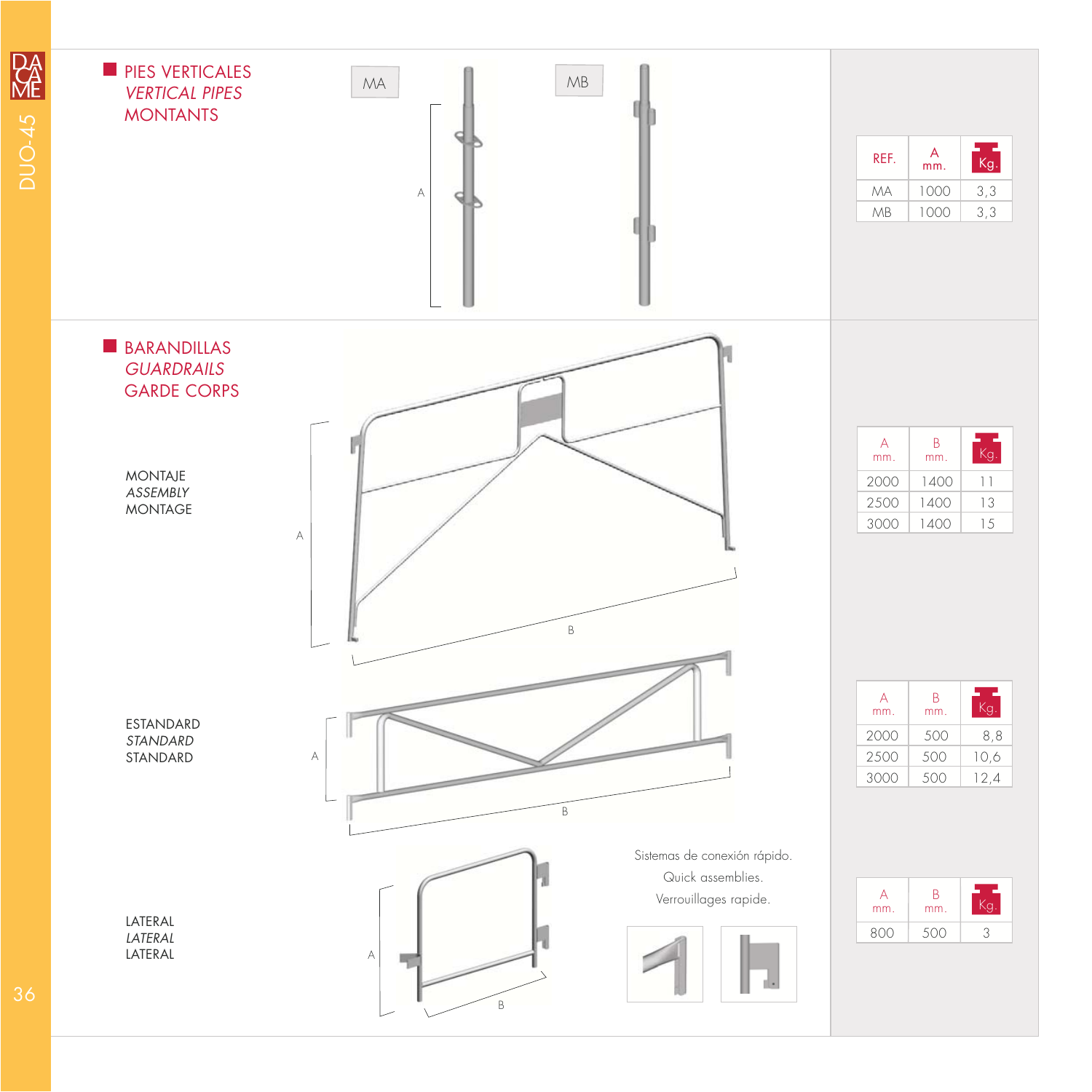## PIES VERTICALES
## *VERTICAL PIPES*
## MONTANTS

MA

MB

A

| REF. | A mm. | Kg. |
|---|---|---|
| MA | 1000 | 3,3 |
| MB | 1000 | 3,3 |

## BARANDILLAS
## *GUARDRAILS*
## GARDE CORPS

MONTAJE
*ASSEMBLY*
MONTAGE

A

B

| A mm. | B mm. | Kg. |
|---|---|---|
| 2000 | 1400 | 11 |
| 2500 | 1400 | 13 |
| 3000 | 1400 | 15 |

ESTANDARD
*STANDARD*
STANDARD

A

B

| A mm. | B mm. | Kg. |
|---|---|---|
| 2000 | 500 | 8,8 |
| 2500 | 500 | 10,6 |
| 3000 | 500 | 12,4 |

LATERAL
*LATERAL*
LATERAL

A

B

Sistemas de conexión rápido.
Quick assemblies.
Verrouillages rapide.

| A mm. | B mm. | Kg. |
|---|---|---|
| 800 | 500 | 3 |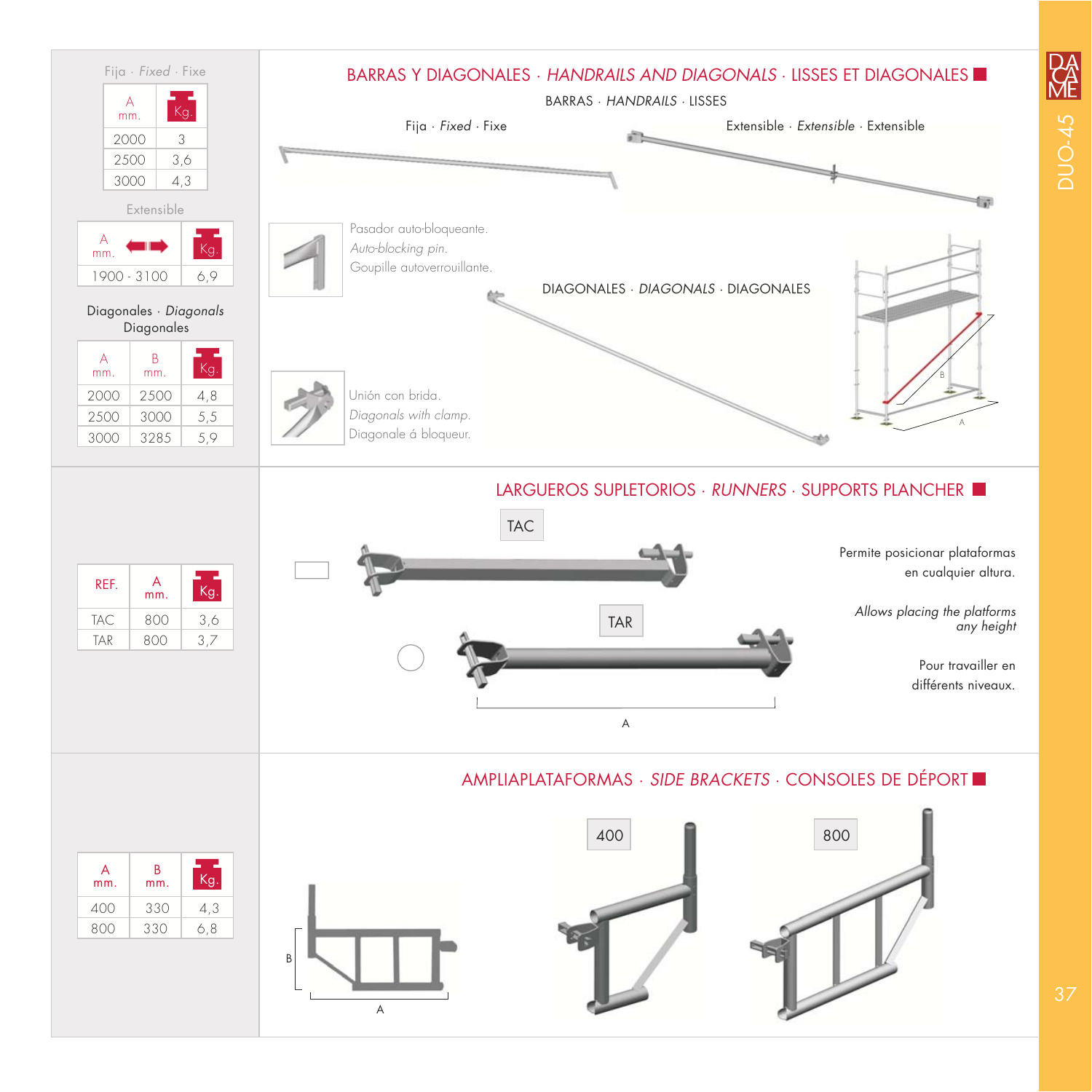## BARRAS Y DIAGONALES · *HANDRAILS AND DIAGONALS* · LISSES ET DIAGONALES

### BARRAS · *HANDRAILS* · LISSES

Fija · *Fixed* · Fixe

| A mm. | Kg. |
|---|---|
| 2000 | 3 |
| 2500 | 3,6 |
| 3000 | 4,3 |

Extensible · *Extensible* · Extensible

| A mm. | Kg. |
|---|---|
| 1900 - 3100 | 6,9 |

Pasador auto-bloqueante.
*Auto-blocking pin.*
Goupille autoverrouillante.

### DIAGONALES · *DIAGONALS* · DIAGONALES

Diagonales · *Diagonals*
Diagonales

| A mm. | B mm. | Kg. |
|---|---|---|
| 2000 | 2500 | 4,8 |
| 2500 | 3000 | 5,5 |
| 3000 | 3285 | 5,9 |

Unión con brida.
*Diagonals with clamp.*
Diagonale á bloqueur.

## LARGUEROS SUPLETORIOS · *RUNNERS* · SUPPORTS PLANCHER

| REF. | A mm. | Kg. |
|---|---|---|
| TAC | 800 | 3,6 |
| TAR | 800 | 3,7 |

Permite posicionar plataformas en cualquier altura.

*Allows placing the platforms any height*

Pour travailler en différents niveaux.

## AMPLIAPLATAFORMAS · *SIDE BRACKETS* · CONSOLES DE DÉPORT

| A mm. | B mm. | Kg. |
|---|---|---|
| 400 | 330 | 4,3 |
| 800 | 330 | 6,8 |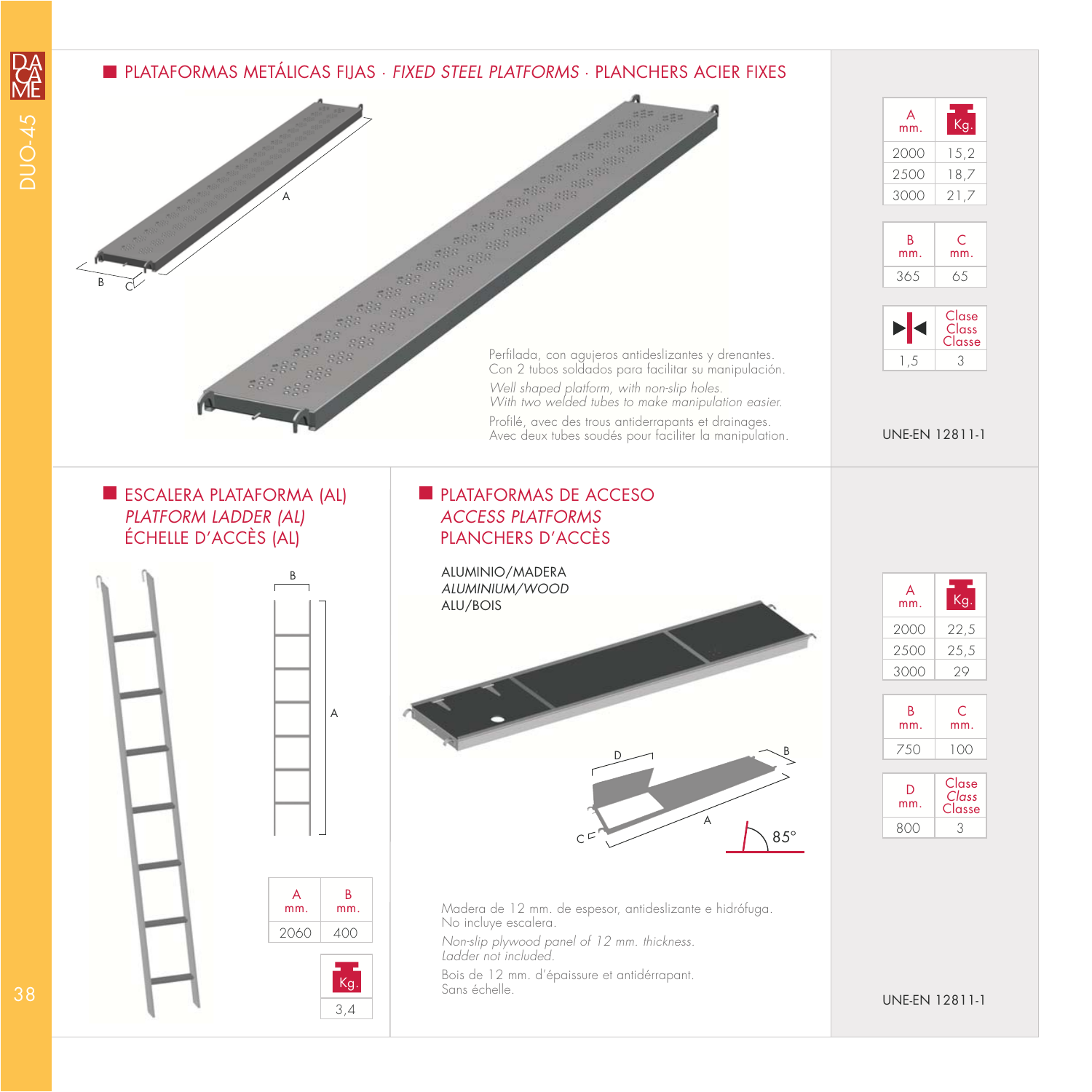## PLATAFORMAS METÁLICAS FIJAS · *FIXED STEEL PLATFORMS* · PLANCHERS ACIER FIXES

Perfilada, con agujeros antideslizantes y drenantes.
Con 2 tubos soldados para facilitar su manipulación.

*Well shaped platform, with non-slip holes.*
*With two welded tubes to make manipulation easier.*

Profilé, avec des trous antiderrapants et drainages.
Avec deux tubes soudés pour faciliter la manipulation.

| A mm. | Kg. |
|---|---|
| 2000 | 15,2 |
| 2500 | 18,7 |
| 3000 | 21,7 |

| B mm. | C mm. |
|---|---|
| 365 | 65 |

| | Clase *Class* Classe |
|---|---|
| 1,5 | 3 |

UNE-EN 12811-1

## ESCALERA PLATAFORMA (AL) *PLATFORM LADDER (AL)* ÉCHELLE D'ACCÈS (AL)

| A mm. | B mm. |
|---|---|
| 2060 | 400 |

| Kg. |
|---|
| 3,4 |

## PLATAFORMAS DE ACCESO *ACCESS PLATFORMS* PLANCHERS D'ACCÈS

ALUMINIO/MADERA
*ALUMINIUM/WOOD*
ALU/BOIS

85°

Madera de 12 mm. de espesor, antideslizante e hidrófuga.
No incluye escalera.

*Non-slip plywood panel of 12 mm. thickness.*
*Ladder not included.*

Bois de 12 mm. d'épaisseure et antidérrapant.
Sans échelle.

| A mm. | Kg. |
|---|---|
| 2000 | 22,5 |
| 2500 | 25,5 |
| 3000 | 29 |

| B mm. | C mm. |
|---|---|
| 750 | 100 |

| D mm. | Clase *Class* Classe |
|---|---|
| 800 | 3 |

UNE-EN 12811-1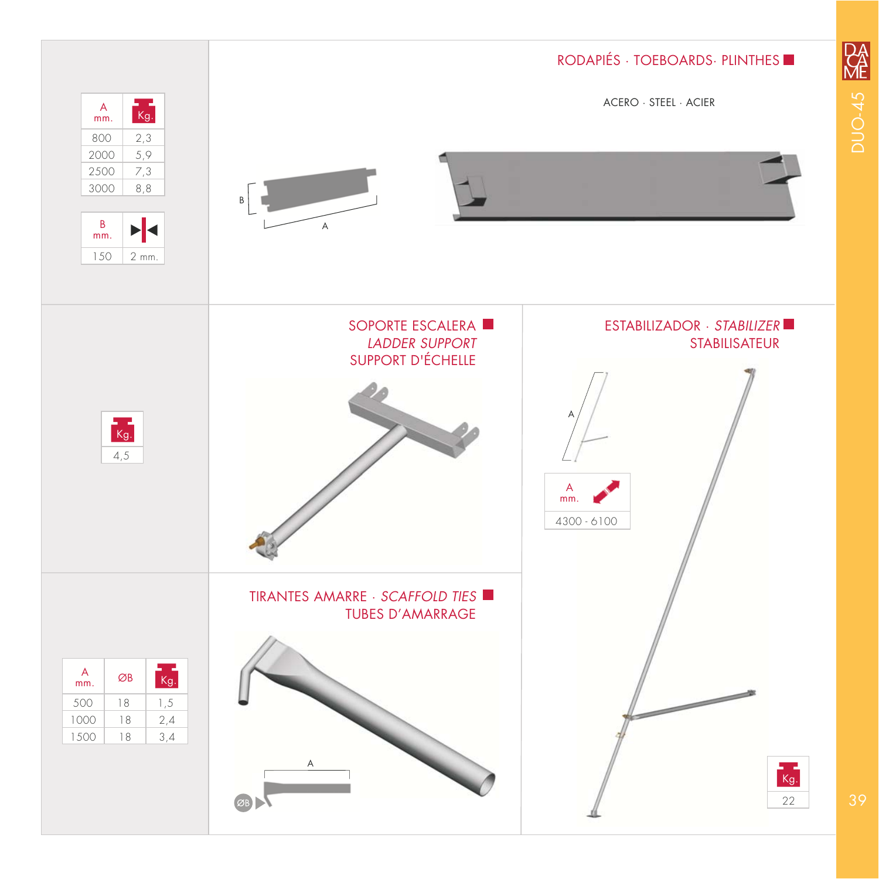## RODAPIÉS · TOEBOARDS· PLINTHES

ACERO · STEEL · ACIER

| A mm. | Kg. |
|---|---|
| 800 | 2,3 |
| 2000 | 5,9 |
| 2500 | 7,3 |
| 3000 | 8,8 |

| B mm. | ▶◀ |
|---|---|
| 150 | 2 mm. |

B

A

## SOPORTE ESCALERA · *LADDER SUPPORT* · SUPPORT D'ÉCHELLE

| Kg. |
|---|
| 4,5 |

## ESTABILIZADOR · *STABILIZER* · STABILISATEUR

A

| A mm. |
|---|
| 4300 - 6100 |

| Kg. |
|---|
| 22 |

## TIRANTES AMARRE · *SCAFFOLD TIES* · TUBES D'AMARRAGE

| A mm. | ØB | Kg. |
|---|---|---|
| 500 | 18 | 1,5 |
| 1000 | 18 | 2,4 |
| 1500 | 18 | 3,4 |

A

ØB